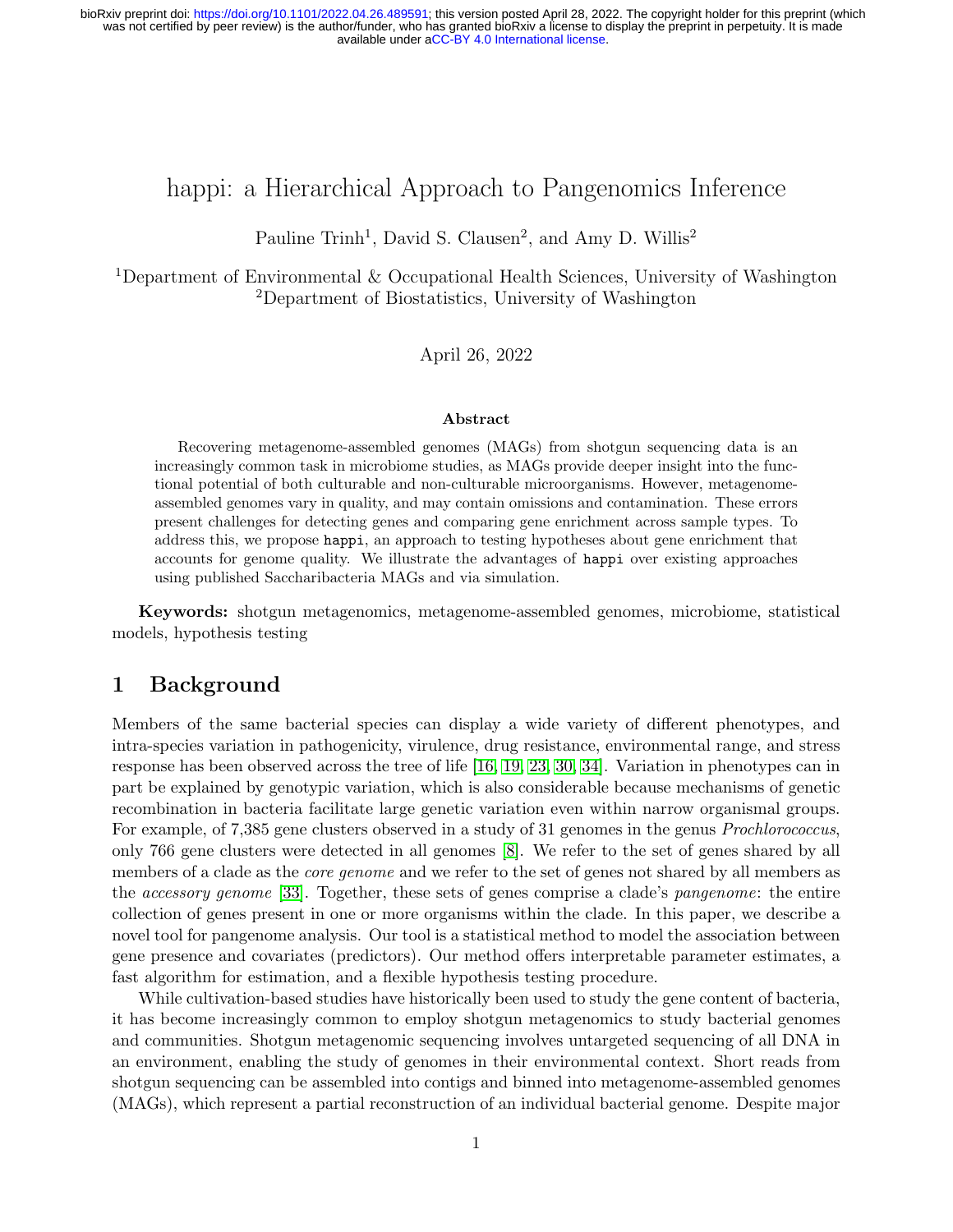# happi: a Hierarchical Approach to Pangenomics Inference

Pauline Trinh[1], David S. Clausen[2], and Amy D. Willis[2]

[1]Department of Environmental & Occupational Health Sciences, University of Washington
[2]Department of Biostatistics, University of Washington

April 26, 2022

### Abstract

Recovering metagenome-assembled genomes (MAGs) from shotgun sequencing data is an increasingly common task in microbiome studies, as MAGs provide deeper insight into the functional potential of both culturable and non-culturable microorganisms. However, metagenome-assembled genomes vary in quality, and may contain omissions and contamination. These errors present challenges for detecting genes and comparing gene enrichment across sample types. To address this, we propose `happi`, an approach to testing hypotheses about gene enrichment that accounts for genome quality. We illustrate the advantages of `happi` over existing approaches using published Saccharibacteria MAGs and via simulation.

**Keywords:** shotgun metagenomics, metagenome-assembled genomes, microbiome, statistical models, hypothesis testing

## 1 Background

Members of the same bacterial species can display a wide variety of different phenotypes, and intra-species variation in pathogenicity, virulence, drug resistance, environmental range, and stress response has been observed across the tree of life [16, 19, 23, 30, 34]. Variation in phenotypes can in part be explained by genotypic variation, which is also considerable because mechanisms of genetic recombination in bacteria facilitate large genetic variation even within narrow organismal groups. For example, of 7,385 gene clusters observed in a study of 31 genomes in the genus *Prochlorococcus*, only 766 gene clusters were detected in all genomes [8]. We refer to the set of genes shared by all members of a clade as the *core genome* and we refer to the set of genes not shared by all members as the *accessory genome* [33]. Together, these sets of genes comprise a clade's *pangenome*: the entire collection of genes present in one or more organisms within the clade. In this paper, we describe a novel tool for pangenome analysis. Our tool is a statistical method to model the association between gene presence and covariates (predictors). Our method offers interpretable parameter estimates, a fast algorithm for estimation, and a flexible hypothesis testing procedure.

While cultivation-based studies have historically been used to study the gene content of bacteria, it has become increasingly common to employ shotgun metagenomics to study bacterial genomes and communities. Shotgun metagenomic sequencing involves untargeted sequencing of all DNA in an environment, enabling the study of genomes in their environmental context. Short reads from shotgun sequencing can be assembled into contigs and binned into metagenome-assembled genomes (MAGs), which represent a partial reconstruction of an individual bacterial genome. Despite major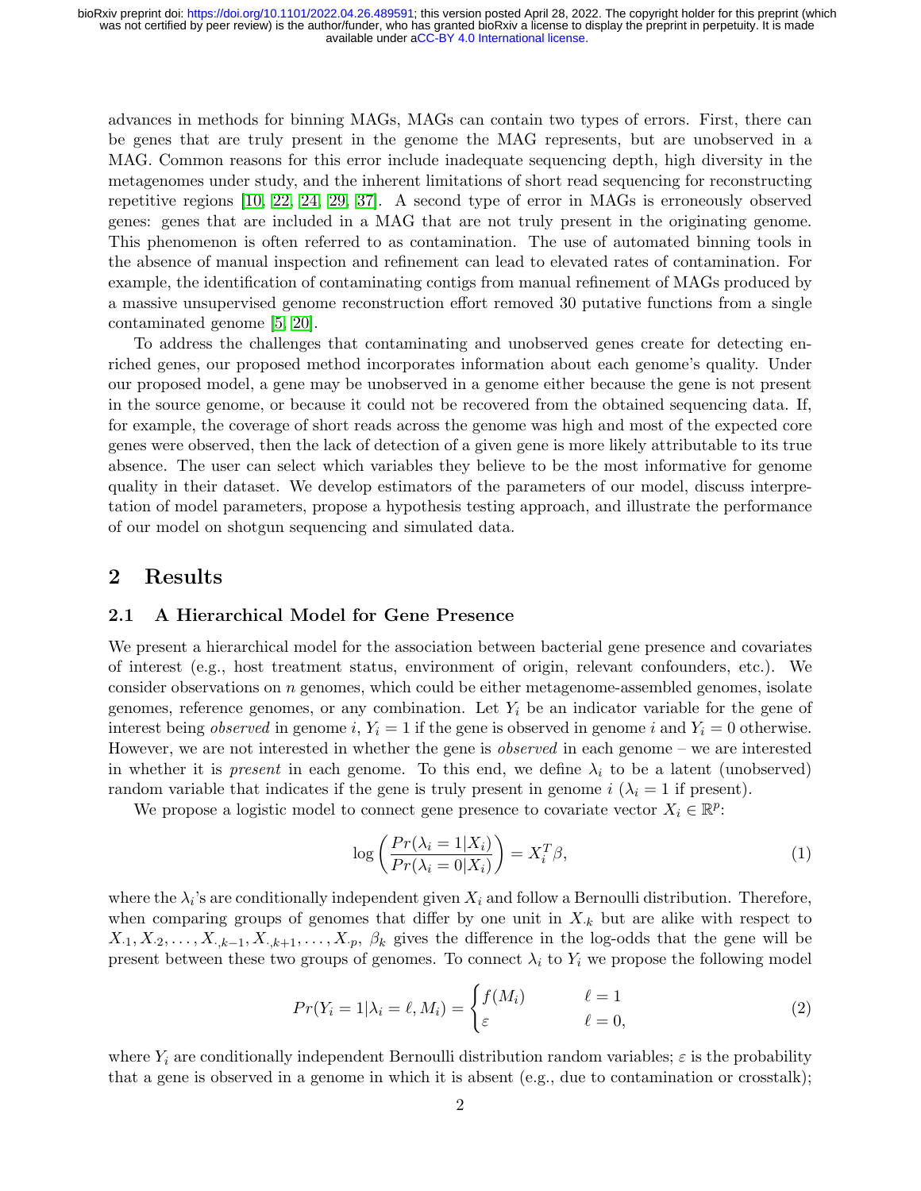advances in methods for binning MAGs, MAGs can contain two types of errors. First, there can be genes that are truly present in the genome the MAG represents, but are unobserved in a MAG. Common reasons for this error include inadequate sequencing depth, high diversity in the metagenomes under study, and the inherent limitations of short read sequencing for reconstructing repetitive regions [10, 22, 24, 29, 37]. A second type of error in MAGs is erroneously observed genes: genes that are included in a MAG that are not truly present in the originating genome. This phenomenon is often referred to as contamination. The use of automated binning tools in the absence of manual inspection and refinement can lead to elevated rates of contamination. For example, the identification of contaminating contigs from manual refinement of MAGs produced by a massive unsupervised genome reconstruction effort removed 30 putative functions from a single contaminated genome [5, 20].

To address the challenges that contaminating and unobserved genes create for detecting enriched genes, our proposed method incorporates information about each genome's quality. Under our proposed model, a gene may be unobserved in a genome either because the gene is not present in the source genome, or because it could not be recovered from the obtained sequencing data. If, for example, the coverage of short reads across the genome was high and most of the expected core genes were observed, then the lack of detection of a given gene is more likely attributable to its true absence. The user can select which variables they believe to be the most informative for genome quality in their dataset. We develop estimators of the parameters of our model, discuss interpretation of model parameters, propose a hypothesis testing approach, and illustrate the performance of our model on shotgun sequencing and simulated data.

## 2 Results

### 2.1 A Hierarchical Model for Gene Presence

We present a hierarchical model for the association between bacterial gene presence and covariates of interest (e.g., host treatment status, environment of origin, relevant confounders, etc.). We consider observations on $n$ genomes, which could be either metagenome-assembled genomes, isolate genomes, reference genomes, or any combination. Let $Y_i$ be an indicator variable for the gene of interest being *observed* in genome $i$, $Y_i = 1$ if the gene is observed in genome $i$ and $Y_i = 0$ otherwise. However, we are not interested in whether the gene is *observed* in each genome – we are interested in whether it is *present* in each genome. To this end, we define $\lambda_i$ to be a latent (unobserved) random variable that indicates if the gene is truly present in genome $i$ ($\lambda_i = 1$ if present).

We propose a logistic model to connect gene presence to covariate vector $X_i \in \mathbb{R}^p$:

$$\log\left(\frac{Pr(\lambda_i = 1|X_i)}{Pr(\lambda_i = 0|X_i)}\right) = X_i^T\beta, \tag{1}$$

where the $\lambda_i$'s are conditionally independent given $X_i$ and follow a Bernoulli distribution. Therefore, when comparing groups of genomes that differ by one unit in $X_{\cdot k}$ but are alike with respect to $X_{\cdot 1}, X_{\cdot 2}, \ldots, X_{\cdot, k-1}, X_{\cdot, k+1}, \ldots, X_{\cdot p}$, $\beta_k$ gives the difference in the log-odds that the gene will be present between these two groups of genomes. To connect $\lambda_i$ to $Y_i$ we propose the following model

$$Pr(Y_i = 1|\lambda_i = \ell, M_i) = \begin{cases} f(M_i) & \ell = 1 \\ \varepsilon & \ell = 0, \end{cases} \tag{2}$$

where $Y_i$ are conditionally independent Bernoulli distribution random variables; $\varepsilon$ is the probability that a gene is observed in a genome in which it is absent (e.g., due to contamination or crosstalk);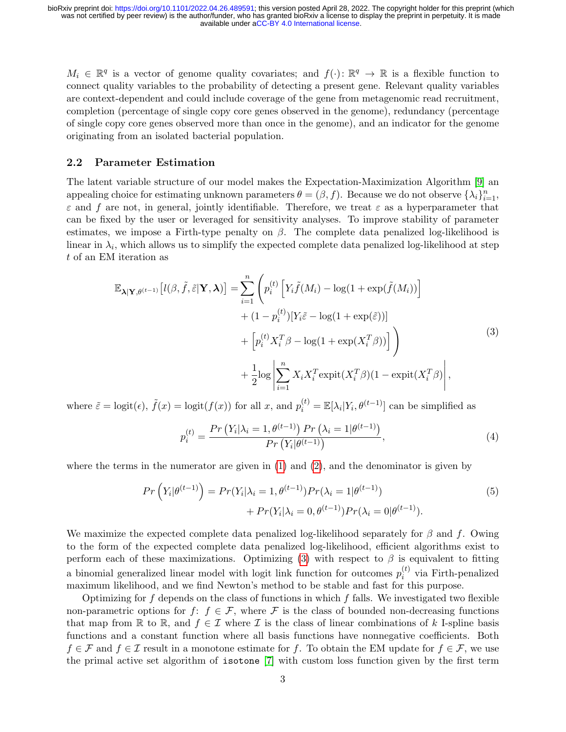$M_i \in \mathbb{R}^q$ is a vector of genome quality covariates; and $f(\cdot)\colon \mathbb{R}^q \to \mathbb{R}$ is a flexible function to connect quality variables to the probability of detecting a present gene. Relevant quality variables are context-dependent and could include coverage of the gene from metagenomic read recruitment, completion (percentage of single copy core genes observed in the genome), redundancy (percentage of single copy core genes observed more than once in the genome), and an indicator for the genome originating from an isolated bacterial population.

## 2.2 Parameter Estimation

The latent variable structure of our model makes the Expectation-Maximization Algorithm [9] an appealing choice for estimating unknown parameters $\theta = (\beta, f)$. Because we do not observe $\{\lambda_i\}_{i=1}^n$, $\varepsilon$ and $f$ are not, in general, jointly identifiable. Therefore, we treat $\varepsilon$ as a hyperparameter that can be fixed by the user or leveraged for sensitivity analyses. To improve stability of parameter estimates, we impose a Firth-type penalty on $\beta$. The complete data penalized log-likelihood is linear in $\lambda_i$, which allows us to simplify the expected complete data penalized log-likelihood at step $t$ of an EM iteration as

$$
\begin{aligned}
\mathbb{E}_{\boldsymbol{\lambda}|\mathbf{Y},\theta^{(t-1)}}\left[l(\beta, \tilde{f}, \tilde{\varepsilon}|\mathbf{Y}, \boldsymbol{\lambda})\right] = \sum_{i=1}^{n} \Bigg( & p_i^{(t)}\left[Y_i \tilde{f}(M_i) - \log(1+\exp(\tilde{f}(M_i))\right] \\
& + (1-p_i^{(t)})[Y_i\tilde{\varepsilon} - \log(1+\exp(\tilde{\varepsilon}))] \\
& + \left[p_i^{(t)} X_i^T\beta - \log(1+\exp(X_i^T\beta))\right] \Bigg) \\
& + \frac{1}{2}\log\left|\sum_{i=1}^{n} X_i X_i^T \text{expit}(X_i^T\beta)(1-\text{expit}(X_i^T\beta)\right|,
\end{aligned} \tag{3}
$$

where $\tilde{\varepsilon} = \text{logit}(\epsilon)$, $\tilde{f}(x) = \text{logit}(f(x))$ for all $x$, and $p_i^{(t)} = \mathbb{E}[\lambda_i|Y_i, \theta^{(t-1)}]$ can be simplified as

$$
p_i^{(t)} = \frac{Pr\left(Y_i|\lambda_i = 1, \theta^{(t-1)}\right) Pr\left(\lambda_i = 1|\theta^{(t-1)}\right)}{Pr\left(Y_i|\theta^{(t-1)}\right)}, \tag{4}
$$

where the terms in the numerator are given in (1) and (2), and the denominator is given by

$$
\begin{aligned}
Pr\left(Y_i|\theta^{(t-1)}\right) = & Pr(Y_i|\lambda_i = 1, \theta^{(t-1)})Pr(\lambda_i = 1|\theta^{(t-1)}) \\
& + Pr(Y_i|\lambda_i = 0, \theta^{(t-1)})Pr(\lambda_i = 0|\theta^{(t-1)}).
\end{aligned} \tag{5}
$$

We maximize the expected complete data penalized log-likelihood separately for $\beta$ and $f$. Owing to the form of the expected complete data penalized log-likelihood, efficient algorithms exist to perform each of these maximizations. Optimizing (3) with respect to $\beta$ is equivalent to fitting a binomial generalized linear model with logit link function for outcomes $p_i^{(t)}$ via Firth-penalized maximum likelihood, and we find Newton's method to be stable and fast for this purpose.

Optimizing for $f$ depends on the class of functions in which $f$ falls. We investigated two flexible non-parametric options for $f$: $f \in \mathcal{F}$, where $\mathcal{F}$ is the class of bounded non-decreasing functions that map from $\mathbb{R}$ to $\mathbb{R}$, and $f \in \mathcal{I}$ where $\mathcal{I}$ is the class of linear combinations of $k$ I-spline basis functions and a constant function where all basis functions have nonnegative coefficients. Both $f \in \mathcal{F}$ and $f \in \mathcal{I}$ result in a monotone estimate for $f$. To obtain the EM update for $f \in \mathcal{F}$, we use the primal active set algorithm of `isotone` [7] with custom loss function given by the first term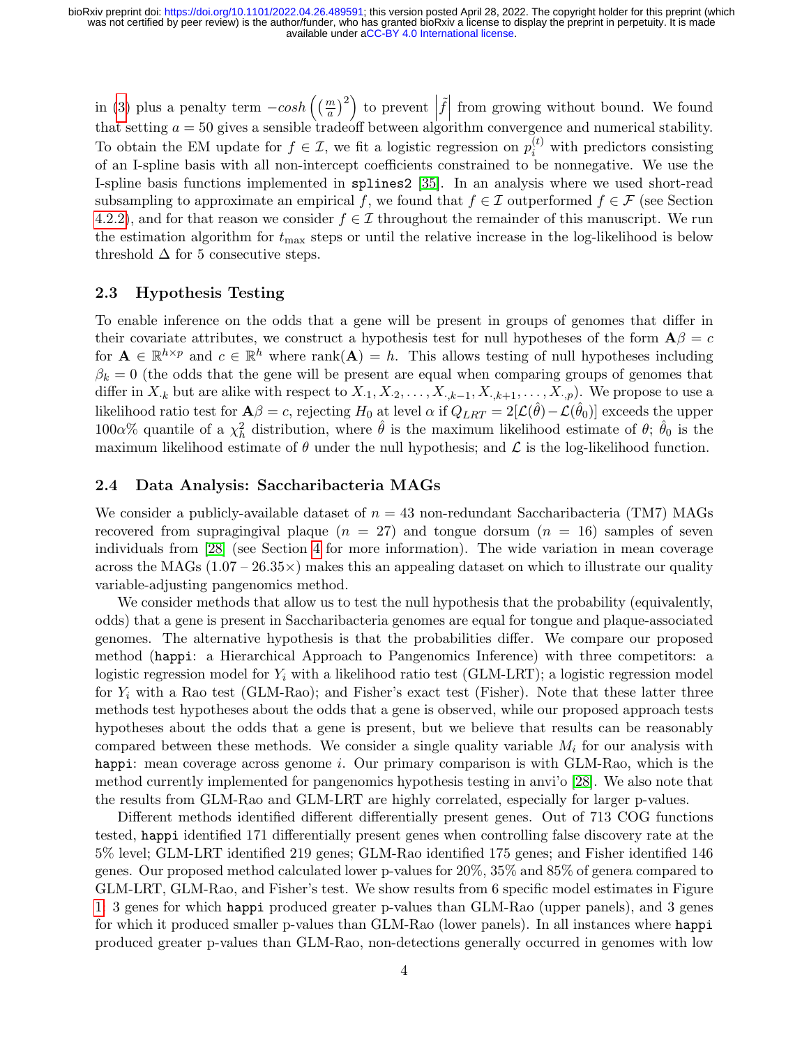in (3) plus a penalty term $-cosh\left(\left(\frac{m}{a}\right)^2\right)$ to prevent $\left|\tilde{f}\right|$ from growing without bound. We found that setting $a = 50$ gives a sensible tradeoff between algorithm convergence and numerical stability. To obtain the EM update for $f \in \mathcal{I}$, we fit a logistic regression on $p_i^{(t)}$ with predictors consisting of an I-spline basis with all non-intercept coefficients constrained to be nonnegative. We use the I-spline basis functions implemented in `splines2` [35]. In an analysis where we used short-read subsampling to approximate an empirical $f$, we found that $f \in \mathcal{I}$ outperformed $f \in \mathcal{F}$ (see Section 4.2.2), and for that reason we consider $f \in \mathcal{I}$ throughout the remainder of this manuscript. We run the estimation algorithm for $t_{\max}$ steps or until the relative increase in the log-likelihood is below threshold $\Delta$ for 5 consecutive steps.

## 2.3 Hypothesis Testing

To enable inference on the odds that a gene will be present in groups of genomes that differ in their covariate attributes, we construct a hypothesis test for null hypotheses of the form $\mathbf{A}\beta = c$ for $\mathbf{A} \in \mathbb{R}^{h \times p}$ and $c \in \mathbb{R}^h$ where $\text{rank}(\mathbf{A}) = h$. This allows testing of null hypotheses including $\beta_k = 0$ (the odds that the gene will be present are equal when comparing groups of genomes that differ in $X_{\cdot k}$ but are alike with respect to $X_{\cdot 1}, X_{\cdot 2}, \ldots, X_{\cdot, k-1}, X_{\cdot, k+1}, \ldots, X_{\cdot, p}$). We propose to use a likelihood ratio test for $\mathbf{A}\beta = c$, rejecting $H_0$ at level $\alpha$ if $Q_{LRT} = 2[\mathcal{L}(\hat{\theta}) - \mathcal{L}(\hat{\theta}_0)]$ exceeds the upper $100\alpha\%$ quantile of a $\chi^2_h$ distribution, where $\hat{\theta}$ is the maximum likelihood estimate of $\theta$; $\hat{\theta}_0$ is the maximum likelihood estimate of $\theta$ under the null hypothesis; and $\mathcal{L}$ is the log-likelihood function.

## 2.4 Data Analysis: Saccharibacteria MAGs

We consider a publicly-available dataset of $n = 43$ non-redundant Saccharibacteria (TM7) MAGs recovered from supragingival plaque ($n = 27$) and tongue dorsum ($n = 16$) samples of seven individuals from [28] (see Section 4 for more information). The wide variation in mean coverage across the MAGs ($1.07$ – $26.35\times$) makes this an appealing dataset on which to illustrate our quality variable-adjusting pangenomics method.

We consider methods that allow us to test the null hypothesis that the probability (equivalently, odds) that a gene is present in Saccharibacteria genomes are equal for tongue and plaque-associated genomes. The alternative hypothesis is that the probabilities differ. We compare our proposed method (`happi`: a Hierarchical Approach to Pangenomics Inference) with three competitors: a logistic regression model for $Y_i$ with a likelihood ratio test (GLM-LRT); a logistic regression model for $Y_i$ with a Rao test (GLM-Rao); and Fisher's exact test (Fisher). Note that these latter three methods test hypotheses about the odds that a gene is observed, while our proposed approach tests hypotheses about the odds that a gene is present, but we believe that results can be reasonably compared between these methods. We consider a single quality variable $M_i$ for our analysis with `happi`: mean coverage across genome $i$. Our primary comparison is with GLM-Rao, which is the method currently implemented for pangenomics hypothesis testing in anvi'o [28]. We also note that the results from GLM-Rao and GLM-LRT are highly correlated, especially for larger p-values.

Different methods identified different differentially present genes. Out of 713 COG functions tested, `happi` identified 171 differentially present genes when controlling false discovery rate at the 5% level; GLM-LRT identified 219 genes; GLM-Rao identified 175 genes; and Fisher identified 146 genes. Our proposed method calculated lower p-values for 20%, 35% and 85% of genera compared to GLM-LRT, GLM-Rao, and Fisher's test. We show results from 6 specific model estimates in Figure 1: 3 genes for which `happi` produced greater p-values than GLM-Rao (upper panels), and 3 genes for which it produced smaller p-values than GLM-Rao (lower panels). In all instances where `happi` produced greater p-values than GLM-Rao, non-detections generally occurred in genomes with low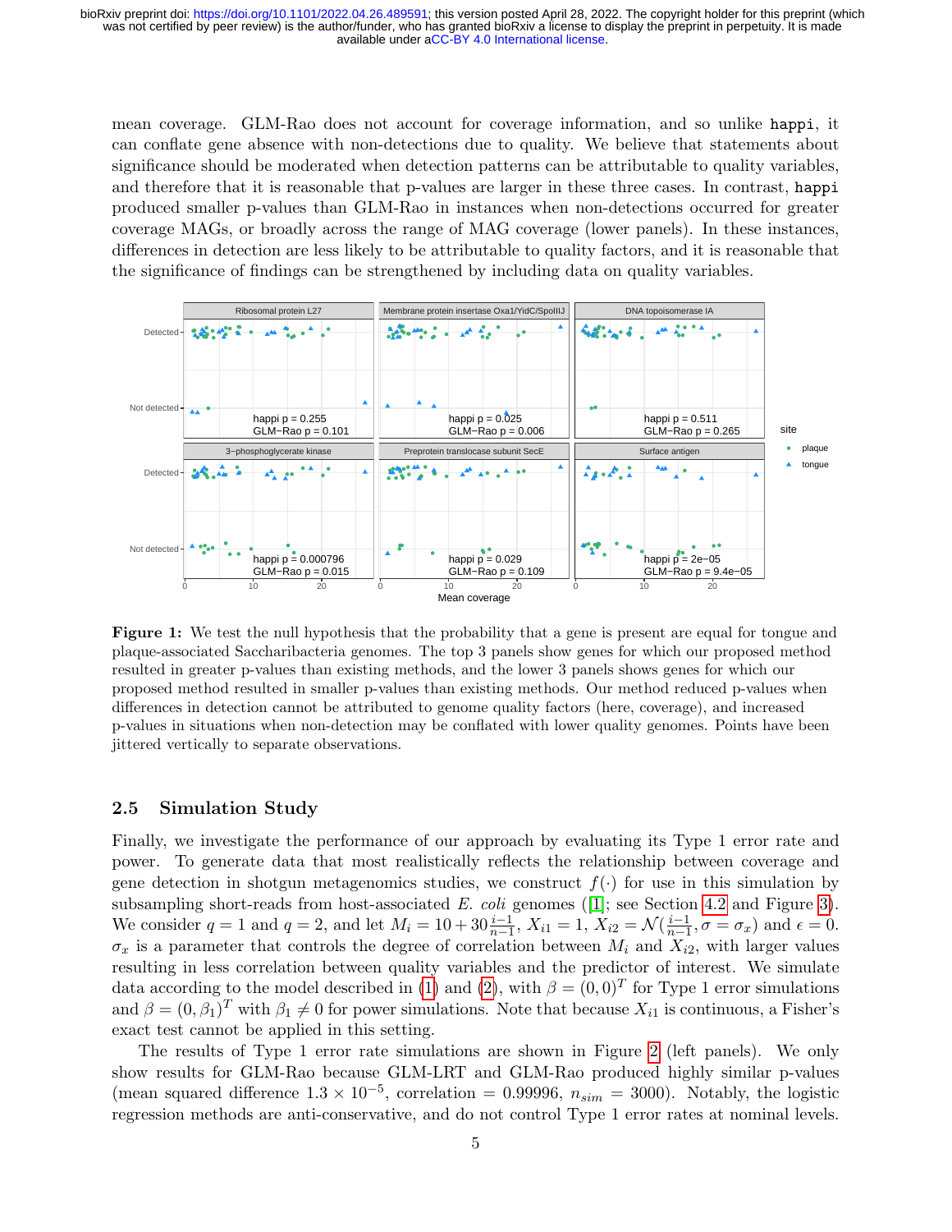mean coverage. GLM-Rao does not account for coverage information, and so unlike `happi`, it can conflate gene absence with non-detections due to quality. We believe that statements about significance should be moderated when detection patterns can be attributable to quality variables, and therefore that it is reasonable that p-values are larger in these three cases. In contrast, `happi` produced smaller p-values than GLM-Rao in instances when non-detections occurred for greater coverage MAGs, or broadly across the range of MAG coverage (lower panels). In these instances, differences in detection are less likely to be attributable to quality factors, and it is reasonable that the significance of findings can be strengthened by including data on quality variables.

**Figure 1:** We test the null hypothesis that the probability that a gene is present are equal for tongue and plaque-associated Saccharibacteria genomes. The top 3 panels show genes for which our proposed method resulted in greater p-values than existing methods, and the lower 3 panels shows genes for which our proposed method resulted in smaller p-values than existing methods. Our method reduced p-values when differences in detection cannot be attributed to genome quality factors (here, coverage), and increased p-values in situations when non-detection may be conflated with lower quality genomes. Points have been jittered vertically to separate observations.

## 2.5 Simulation Study

Finally, we investigate the performance of our approach by evaluating its Type 1 error rate and power. To generate data that most realistically reflects the relationship between coverage and gene detection in shotgun metagenomics studies, we construct $f(\cdot)$ for use in this simulation by subsampling short-reads from host-associated *E. coli* genomes ([1]; see Section 4.2 and Figure 3). We consider $q = 1$ and $q = 2$, and let $M_i = 10 + 30\frac{i-1}{n-1}$, $X_{i1} = 1$, $X_{i2} = \mathcal{N}(\frac{i-1}{n-1}, \sigma = \sigma_x)$ and $\epsilon = 0$. $\sigma_x$ is a parameter that controls the degree of correlation between $M_i$ and $X_{i2}$, with larger values resulting in less correlation between quality variables and the predictor of interest. We simulate data according to the model described in (1) and (2), with $\beta = (0, 0)^T$ for Type 1 error simulations and $\beta = (0, \beta_1)^T$ with $\beta_1 \neq 0$ for power simulations. Note that because $X_{i1}$ is continuous, a Fisher's exact test cannot be applied in this setting.

The results of Type 1 error rate simulations are shown in Figure 2 (left panels). We only show results for GLM-Rao because GLM-LRT and GLM-Rao produced highly similar p-values (mean squared difference $1.3 \times 10^{-5}$, correlation = 0.99996, $n_{sim}$ = 3000). Notably, the logistic regression methods are anti-conservative, and do not control Type 1 error rates at nominal levels.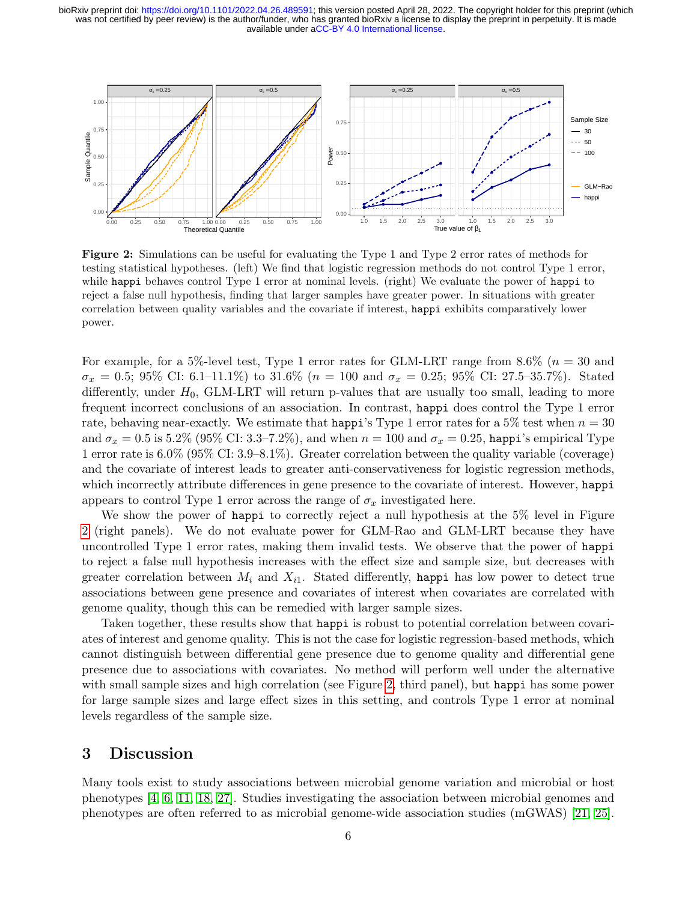**Figure 2:** Simulations can be useful for evaluating the Type 1 and Type 2 error rates of methods for testing statistical hypotheses. (left) We find that logistic regression methods do not control Type 1 error, while `happi` behaves control Type 1 error at nominal levels. (right) We evaluate the power of `happi` to reject a false null hypothesis, finding that larger samples have greater power. In situations with greater correlation between quality variables and the covariate if interest, `happi` exhibits comparatively lower power.

For example, for a 5%-level test, Type 1 error rates for GLM-LRT range from 8.6% ($n = 30$ and $\sigma_x = 0.5$; 95% CI: 6.1–11.1%) to 31.6% ($n = 100$ and $\sigma_x = 0.25$; 95% CI: 27.5–35.7%). Stated differently, under $H_0$, GLM-LRT will return p-values that are usually too small, leading to more frequent incorrect conclusions of an association. In contrast, `happi` does control the Type 1 error rate, behaving near-exactly. We estimate that `happi`'s Type 1 error rates for a 5% test when $n = 30$ and $\sigma_x = 0.5$ is 5.2% (95% CI: 3.3–7.2%), and when $n = 100$ and $\sigma_x = 0.25$, `happi`'s empirical Type 1 error rate is 6.0% (95% CI: 3.9–8.1%). Greater correlation between the quality variable (coverage) and the covariate of interest leads to greater anti-conservativeness for logistic regression methods, which incorrectly attribute differences in gene presence to the covariate of interest. However, `happi` appears to control Type 1 error across the range of $\sigma_x$ investigated here.

We show the power of `happi` to correctly reject a null hypothesis at the 5% level in Figure 2 (right panels). We do not evaluate power for GLM-Rao and GLM-LRT because they have uncontrolled Type 1 error rates, making them invalid tests. We observe that the power of `happi` to reject a false null hypothesis increases with the effect size and sample size, but decreases with greater correlation between $M_i$ and $X_{i1}$. Stated differently, `happi` has low power to detect true associations between gene presence and covariates of interest when covariates are correlated with genome quality, though this can be remedied with larger sample sizes.

Taken together, these results show that `happi` is robust to potential correlation between covariates of interest and genome quality. This is not the case for logistic regression-based methods, which cannot distinguish between differential gene presence due to genome quality and differential gene presence due to associations with covariates. No method will perform well under the alternative with small sample sizes and high correlation (see Figure 2, third panel), but `happi` has some power for large sample sizes and large effect sizes in this setting, and controls Type 1 error at nominal levels regardless of the sample size.

## 3 Discussion

Many tools exist to study associations between microbial genome variation and microbial or host phenotypes [4, 6, 11, 18, 27]. Studies investigating the association between microbial genomes and phenotypes are often referred to as microbial genome-wide association studies (mGWAS) [21, 25].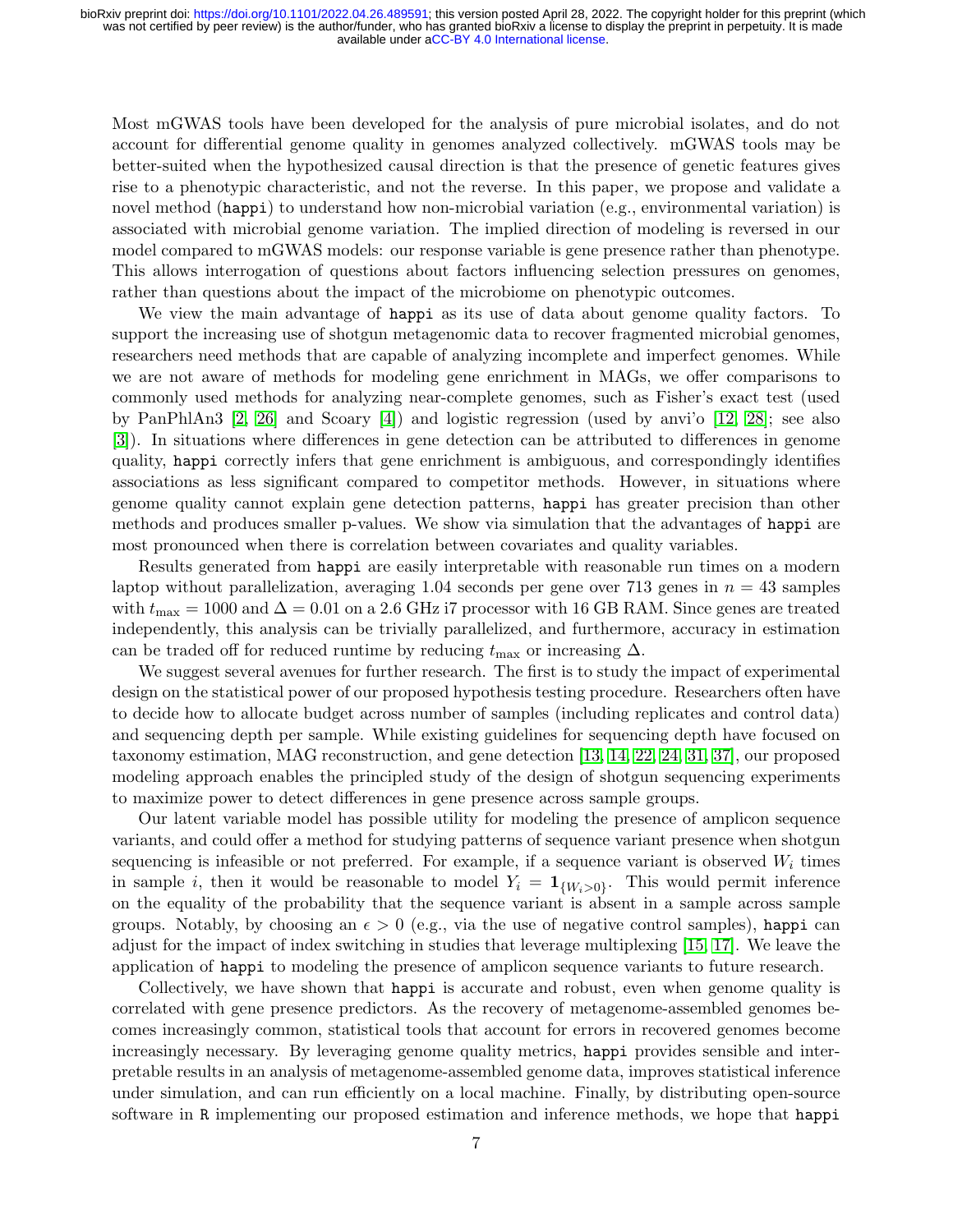Most mGWAS tools have been developed for the analysis of pure microbial isolates, and do not account for differential genome quality in genomes analyzed collectively. mGWAS tools may be better-suited when the hypothesized causal direction is that the presence of genetic features gives rise to a phenotypic characteristic, and not the reverse. In this paper, we propose and validate a novel method (`happi`) to understand how non-microbial variation (e.g., environmental variation) is associated with microbial genome variation. The implied direction of modeling is reversed in our model compared to mGWAS models: our response variable is gene presence rather than phenotype. This allows interrogation of questions about factors influencing selection pressures on genomes, rather than questions about the impact of the microbiome on phenotypic outcomes.

We view the main advantage of `happi` as its use of data about genome quality factors. To support the increasing use of shotgun metagenomic data to recover fragmented microbial genomes, researchers need methods that are capable of analyzing incomplete and imperfect genomes. While we are not aware of methods for modeling gene enrichment in MAGs, we offer comparisons to commonly used methods for analyzing near-complete genomes, such as Fisher's exact test (used by PanPhlAn3 [2, 26] and Scoary [4]) and logistic regression (used by anvi'o [12, 28]; see also [3]). In situations where differences in gene detection can be attributed to differences in genome quality, `happi` correctly infers that gene enrichment is ambiguous, and correspondingly identifies associations as less significant compared to competitor methods. However, in situations where genome quality cannot explain gene detection patterns, `happi` has greater precision than other methods and produces smaller p-values. We show via simulation that the advantages of `happi` are most pronounced when there is correlation between covariates and quality variables.

Results generated from `happi` are easily interpretable with reasonable run times on a modern laptop without parallelization, averaging 1.04 seconds per gene over 713 genes in $n = 43$ samples with $t_{\max} = 1000$ and $\Delta = 0.01$ on a 2.6 GHz i7 processor with 16 GB RAM. Since genes are treated independently, this analysis can be trivially parallelized, and furthermore, accuracy in estimation can be traded off for reduced runtime by reducing $t_{\max}$ or increasing $\Delta$.

We suggest several avenues for further research. The first is to study the impact of experimental design on the statistical power of our proposed hypothesis testing procedure. Researchers often have to decide how to allocate budget across number of samples (including replicates and control data) and sequencing depth per sample. While existing guidelines for sequencing depth have focused on taxonomy estimation, MAG reconstruction, and gene detection [13, 14, 22, 24, 31, 37], our proposed modeling approach enables the principled study of the design of shotgun sequencing experiments to maximize power to detect differences in gene presence across sample groups.

Our latent variable model has possible utility for modeling the presence of amplicon sequence variants, and could offer a method for studying patterns of sequence variant presence when shotgun sequencing is infeasible or not preferred. For example, if a sequence variant is observed $W_i$ times in sample $i$, then it would be reasonable to model $Y_i = \mathbf{1}_{\{W_i > 0\}}$. This would permit inference on the equality of the probability that the sequence variant is absent in a sample across sample groups. Notably, by choosing an $\epsilon > 0$ (e.g., via the use of negative control samples), `happi` can adjust for the impact of index switching in studies that leverage multiplexing [15, 17]. We leave the application of `happi` to modeling the presence of amplicon sequence variants to future research.

Collectively, we have shown that `happi` is accurate and robust, even when genome quality is correlated with gene presence predictors. As the recovery of metagenome-assembled genomes becomes increasingly common, statistical tools that account for errors in recovered genomes become increasingly necessary. By leveraging genome quality metrics, `happi` provides sensible and interpretable results in an analysis of metagenome-assembled genome data, improves statistical inference under simulation, and can run efficiently on a local machine. Finally, by distributing open-source software in `R` implementing our proposed estimation and inference methods, we hope that `happi`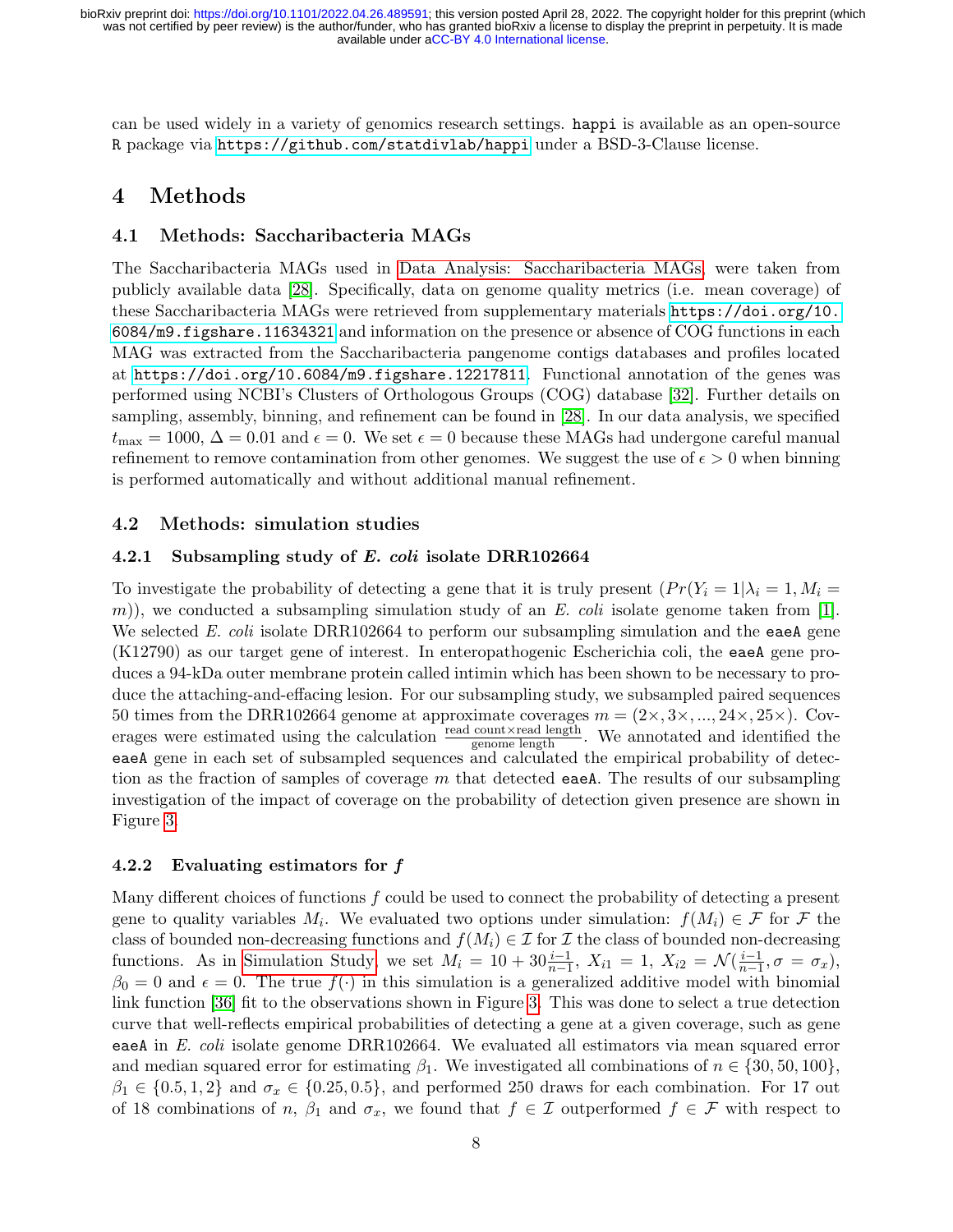can be used widely in a variety of genomics research settings. `happi` is available as an open-source R package via https://github.com/statdivlab/happi under a BSD-3-Clause license.

# 4 Methods

## 4.1 Methods: Saccharibacteria MAGs

The Saccharibacteria MAGs used in Data Analysis: Saccharibacteria MAGs, were taken from publicly available data [28]. Specifically, data on genome quality metrics (i.e. mean coverage) of these Saccharibacteria MAGs were retrieved from supplementary materials https://doi.org/10.6084/m9.figshare.11634321 and information on the presence or absence of COG functions in each MAG was extracted from the Saccharibacteria pangenome contigs databases and profiles located at https://doi.org/10.6084/m9.figshare.12217811. Functional annotation of the genes was performed using NCBI's Clusters of Orthologous Groups (COG) database [32]. Further details on sampling, assembly, binning, and refinement can be found in [28]. In our data analysis, we specified $t_{\max} = 1000$, $\Delta = 0.01$ and $\epsilon = 0$. We set $\epsilon = 0$ because these MAGs had undergone careful manual refinement to remove contamination from other genomes. We suggest the use of $\epsilon > 0$ when binning is performed automatically and without additional manual refinement.

## 4.2 Methods: simulation studies

### 4.2.1 Subsampling study of *E. coli* isolate DRR102664

To investigate the probability of detecting a gene that it is truly present ($Pr(Y_i = 1|\lambda_i = 1, M_i = m)$), we conducted a subsampling simulation study of an *E. coli* isolate genome taken from [1]. We selected *E. coli* isolate DRR102664 to perform our subsampling simulation and the `eaeA` gene (K12790) as our target gene of interest. In enteropathogenic Escherichia coli, the `eaeA` gene produces a 94-kDa outer membrane protein called intimin which has been shown to be necessary to produce the attaching-and-effacing lesion. For our subsampling study, we subsampled paired sequences 50 times from the DRR102664 genome at approximate coverages $m = (2\times, 3\times, ..., 24\times, 25\times)$. Coverages were estimated using the calculation $\frac{\text{read count}\times\text{read length}}{\text{genome length}}$. We annotated and identified the `eaeA` gene in each set of subsampled sequences and calculated the empirical probability of detection as the fraction of samples of coverage $m$ that detected `eaeA`. The results of our subsampling investigation of the impact of coverage on the probability of detection given presence are shown in Figure 3.

### 4.2.2 Evaluating estimators for $f$

Many different choices of functions $f$ could be used to connect the probability of detecting a present gene to quality variables $M_i$. We evaluated two options under simulation: $f(M_i) \in \mathcal{F}$ for $\mathcal{F}$ the class of bounded non-decreasing functions and $f(M_i) \in \mathcal{I}$ for $\mathcal{I}$ the class of bounded non-decreasing functions. As in Simulation Study, we set $M_i = 10 + 30\frac{i-1}{n-1}$, $X_{i1} = 1$, $X_{i2} = \mathcal{N}(\frac{i-1}{n-1}, \sigma = \sigma_x)$, $\beta_0 = 0$ and $\epsilon = 0$. The true $f(\cdot)$ in this simulation is a generalized additive model with binomial link function [36] fit to the observations shown in Figure 3. This was done to select a true detection curve that well-reflects empirical probabilities of detecting a gene at a given coverage, such as gene `eaeA` in *E. coli* isolate genome DRR102664. We evaluated all estimators via mean squared error and median squared error for estimating $\beta_1$. We investigated all combinations of $n \in \{30, 50, 100\}$, $\beta_1 \in \{0.5, 1, 2\}$ and $\sigma_x \in \{0.25, 0.5\}$, and performed 250 draws for each combination. For 17 out of 18 combinations of $n$, $\beta_1$ and $\sigma_x$, we found that $f \in \mathcal{I}$ outperformed $f \in \mathcal{F}$ with respect to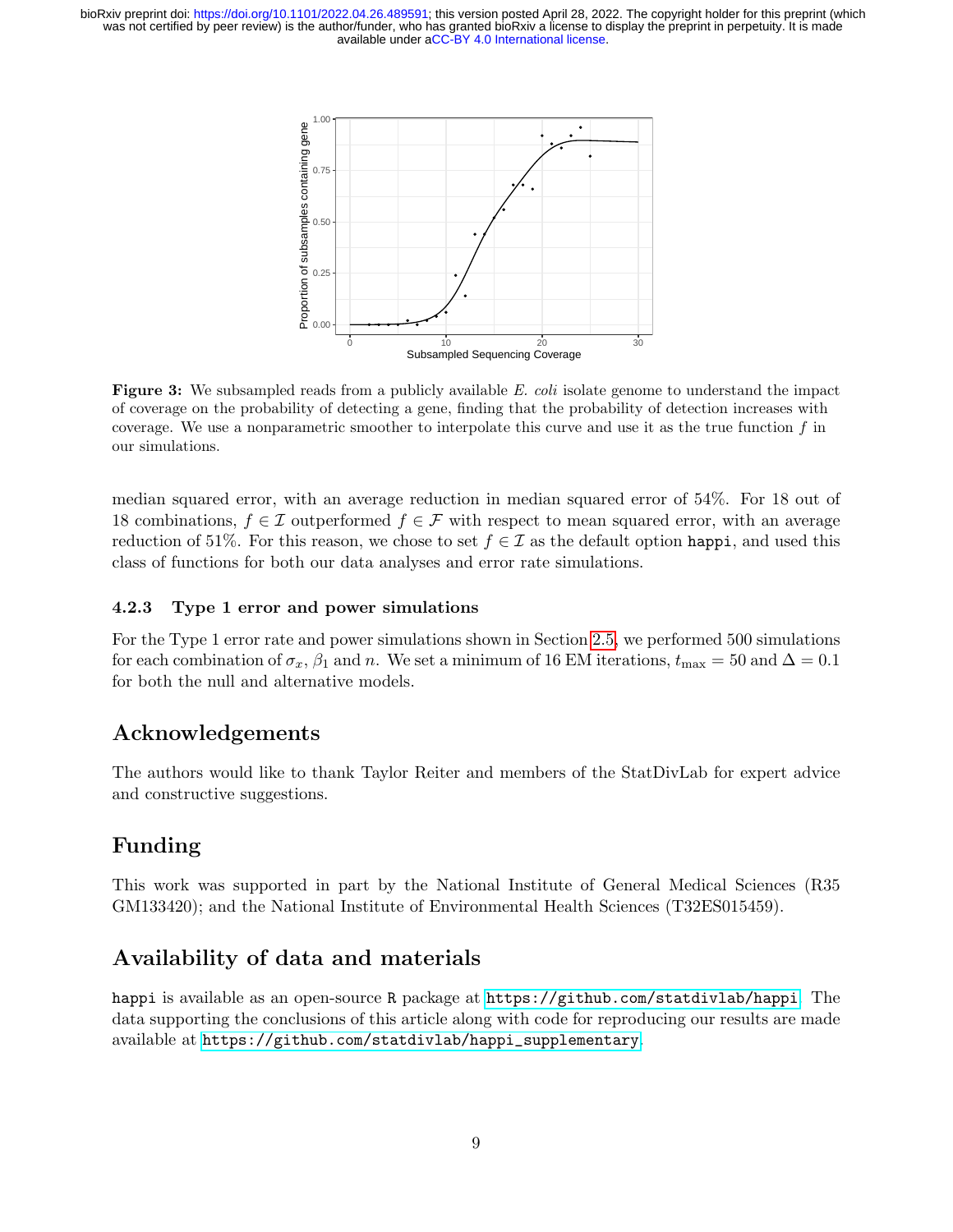Figure 3: We subsampled reads from a publicly available *E. coli* isolate genome to understand the impact of coverage on the probability of detecting a gene, finding that the probability of detection increases with coverage. We use a nonparametric smoother to interpolate this curve and use it as the true function $f$ in our simulations.

median squared error, with an average reduction in median squared error of 54%. For 18 out of 18 combinations, $f \in \mathcal{I}$ outperformed $f \in \mathcal{F}$ with respect to mean squared error, with an average reduction of 51%. For this reason, we chose to set $f \in \mathcal{I}$ as the default option `happi`, and used this class of functions for both our data analyses and error rate simulations.

#### 4.2.3 Type 1 error and power simulations

For the Type 1 error rate and power simulations shown in Section 2.5, we performed 500 simulations for each combination of $\sigma_x$, $\beta_1$ and $n$. We set a minimum of 16 EM iterations, $t_{\max} = 50$ and $\Delta = 0.1$ for both the null and alternative models.

## Acknowledgements

The authors would like to thank Taylor Reiter and members of the StatDivLab for expert advice and constructive suggestions.

## Funding

This work was supported in part by the National Institute of General Medical Sciences (R35 GM133420); and the National Institute of Environmental Health Sciences (T32ES015459).

## Availability of data and materials

`happi` is available as an open-source `R` package at `https://github.com/statdivlab/happi`. The data supporting the conclusions of this article along with code for reproducing our results are made available at `https://github.com/statdivlab/happi_supplementary`.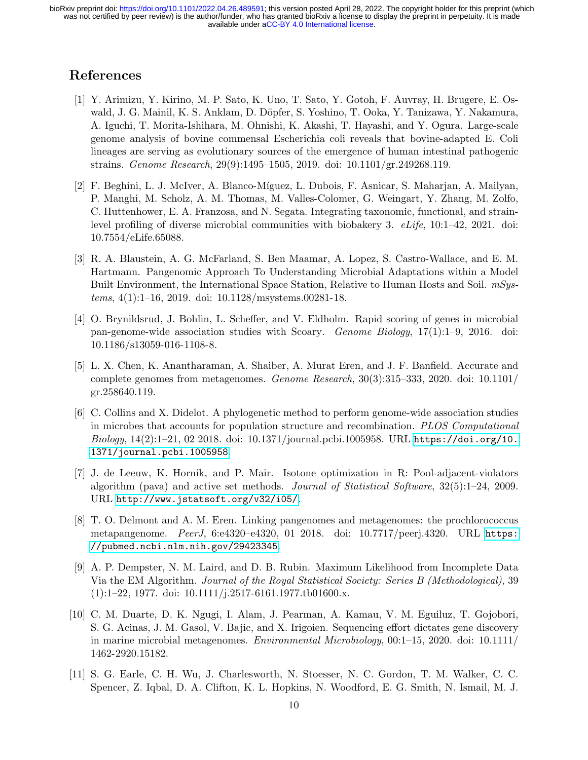# References

[1] Y. Arimizu, Y. Kirino, M. P. Sato, K. Uno, T. Sato, Y. Gotoh, F. Auvray, H. Brugere, E. Oswald, J. G. Mainil, K. S. Anklam, D. Döpfer, S. Yoshino, T. Ooka, Y. Tanizawa, Y. Nakamura, A. Iguchi, T. Morita-Ishihara, M. Ohnishi, K. Akashi, T. Hayashi, and Y. Ogura. Large-scale genome analysis of bovine commensal Escherichia coli reveals that bovine-adapted E. Coli lineages are serving as evolutionary sources of the emergence of human intestinal pathogenic strains. *Genome Research*, 29(9):1495–1505, 2019. doi: 10.1101/gr.249268.119.

[2] F. Beghini, L. J. McIver, A. Blanco-Míguez, L. Dubois, F. Asnicar, S. Maharjan, A. Mailyan, P. Manghi, M. Scholz, A. M. Thomas, M. Valles-Colomer, G. Weingart, Y. Zhang, M. Zolfo, C. Huttenhower, E. A. Franzosa, and N. Segata. Integrating taxonomic, functional, and strain-level profiling of diverse microbial communities with biobakery 3. *eLife*, 10:1–42, 2021. doi: 10.7554/eLife.65088.

[3] R. A. Blaustein, A. G. McFarland, S. Ben Maamar, A. Lopez, S. Castro-Wallace, and E. M. Hartmann. Pangenomic Approach To Understanding Microbial Adaptations within a Model Built Environment, the International Space Station, Relative to Human Hosts and Soil. *mSystems*, 4(1):1–16, 2019. doi: 10.1128/msystems.00281-18.

[4] O. Brynildsrud, J. Bohlin, L. Scheffer, and V. Eldholm. Rapid scoring of genes in microbial pan-genome-wide association studies with Scoary. *Genome Biology*, 17(1):1–9, 2016. doi: 10.1186/s13059-016-1108-8.

[5] L. X. Chen, K. Anantharaman, A. Shaiber, A. Murat Eren, and J. F. Banfield. Accurate and complete genomes from metagenomes. *Genome Research*, 30(3):315–333, 2020. doi: 10.1101/gr.258640.119.

[6] C. Collins and X. Didelot. A phylogenetic method to perform genome-wide association studies in microbes that accounts for population structure and recombination. *PLOS Computational Biology*, 14(2):1–21, 02 2018. doi: 10.1371/journal.pcbi.1005958. URL https://doi.org/10.1371/journal.pcbi.1005958.

[7] J. de Leeuw, K. Hornik, and P. Mair. Isotone optimization in R: Pool-adjacent-violators algorithm (pava) and active set methods. *Journal of Statistical Software*, 32(5):1–24, 2009. URL http://www.jstatsoft.org/v32/i05/.

[8] T. O. Delmont and A. M. Eren. Linking pangenomes and metagenomes: the prochlorococcus metapangenome. *PeerJ*, 6:e4320–e4320, 01 2018. doi: 10.7717/peerj.4320. URL https://pubmed.ncbi.nlm.nih.gov/29423345.

[9] A. P. Dempster, N. M. Laird, and D. B. Rubin. Maximum Likelihood from Incomplete Data Via the EM Algorithm. *Journal of the Royal Statistical Society: Series B (Methodological)*, 39 (1):1–22, 1977. doi: 10.1111/j.2517-6161.1977.tb01600.x.

[10] C. M. Duarte, D. K. Ngugi, I. Alam, J. Pearman, A. Kamau, V. M. Eguiluz, T. Gojobori, S. G. Acinas, J. M. Gasol, V. Bajic, and X. Irigoien. Sequencing effort dictates gene discovery in marine microbial metagenomes. *Environmental Microbiology*, 00:1–15, 2020. doi: 10.1111/1462-2920.15182.

[11] S. G. Earle, C. H. Wu, J. Charlesworth, N. Stoesser, N. C. Gordon, T. M. Walker, C. C. Spencer, Z. Iqbal, D. A. Clifton, K. L. Hopkins, N. Woodford, E. G. Smith, N. Ismail, M. J.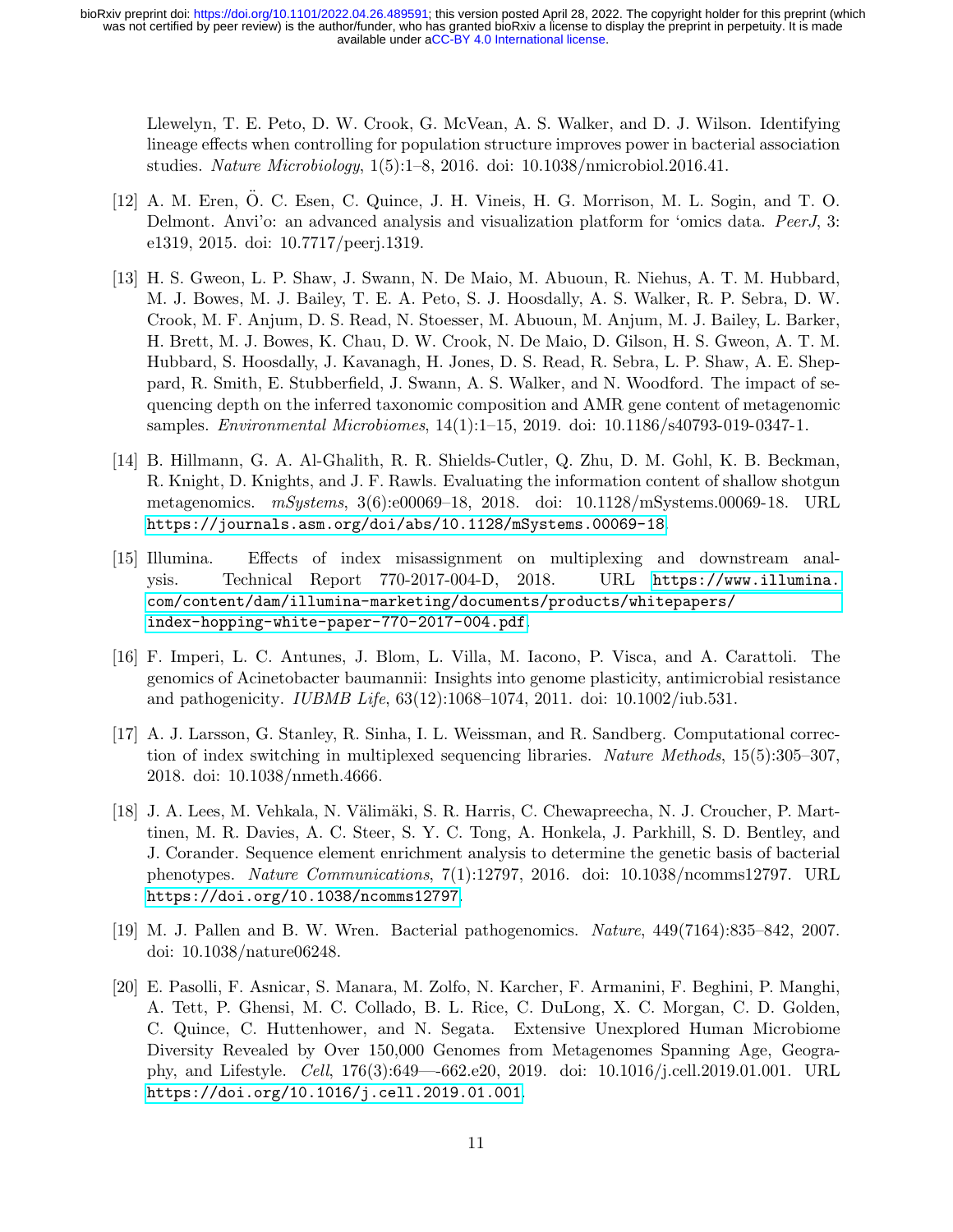Llewelyn, T. E. Peto, D. W. Crook, G. McVean, A. S. Walker, and D. J. Wilson. Identifying lineage effects when controlling for population structure improves power in bacterial association studies. *Nature Microbiology*, 1(5):1–8, 2016. doi: 10.1038/nmicrobiol.2016.41.

[12] A. M. Eren, Ö. C. Esen, C. Quince, J. H. Vineis, H. G. Morrison, M. L. Sogin, and T. O. Delmont. Anvi'o: an advanced analysis and visualization platform for 'omics data. *PeerJ*, 3: e1319, 2015. doi: 10.7717/peerj.1319.

[13] H. S. Gweon, L. P. Shaw, J. Swann, N. De Maio, M. Abuoun, R. Niehus, A. T. M. Hubbard, M. J. Bowes, M. J. Bailey, T. E. A. Peto, S. J. Hoosdally, A. S. Walker, R. P. Sebra, D. W. Crook, M. F. Anjum, D. S. Read, N. Stoesser, M. Abuoun, M. Anjum, M. J. Bailey, L. Barker, H. Brett, M. J. Bowes, K. Chau, D. W. Crook, N. De Maio, D. Gilson, H. S. Gweon, A. T. M. Hubbard, S. Hoosdally, J. Kavanagh, H. Jones, D. S. Read, R. Sebra, L. P. Shaw, A. E. Sheppard, R. Smith, E. Stubberfield, J. Swann, A. S. Walker, and N. Woodford. The impact of sequencing depth on the inferred taxonomic composition and AMR gene content of metagenomic samples. *Environmental Microbiomes*, 14(1):1–15, 2019. doi: 10.1186/s40793-019-0347-1.

[14] B. Hillmann, G. A. Al-Ghalith, R. R. Shields-Cutler, Q. Zhu, D. M. Gohl, K. B. Beckman, R. Knight, D. Knights, and J. F. Rawls. Evaluating the information content of shallow shotgun metagenomics. *mSystems*, 3(6):e00069–18, 2018. doi: 10.1128/mSystems.00069-18. URL https://journals.asm.org/doi/abs/10.1128/mSystems.00069-18.

[15] Illumina. Effects of index misassignment on multiplexing and downstream analysis. Technical Report 770-2017-004-D, 2018. URL https://www.illumina.com/content/dam/illumina-marketing/documents/products/whitepapers/index-hopping-white-paper-770-2017-004.pdf.

[16] F. Imperi, L. C. Antunes, J. Blom, L. Villa, M. Iacono, P. Visca, and A. Carattoli. The genomics of Acinetobacter baumannii: Insights into genome plasticity, antimicrobial resistance and pathogenicity. *IUBMB Life*, 63(12):1068–1074, 2011. doi: 10.1002/iub.531.

[17] A. J. Larsson, G. Stanley, R. Sinha, I. L. Weissman, and R. Sandberg. Computational correction of index switching in multiplexed sequencing libraries. *Nature Methods*, 15(5):305–307, 2018. doi: 10.1038/nmeth.4666.

[18] J. A. Lees, M. Vehkala, N. Välimäki, S. R. Harris, C. Chewapreecha, N. J. Croucher, P. Marttinen, M. R. Davies, A. C. Steer, S. Y. C. Tong, A. Honkela, J. Parkhill, S. D. Bentley, and J. Corander. Sequence element enrichment analysis to determine the genetic basis of bacterial phenotypes. *Nature Communications*, 7(1):12797, 2016. doi: 10.1038/ncomms12797. URL https://doi.org/10.1038/ncomms12797.

[19] M. J. Pallen and B. W. Wren. Bacterial pathogenomics. *Nature*, 449(7164):835–842, 2007. doi: 10.1038/nature06248.

[20] E. Pasolli, F. Asnicar, S. Manara, M. Zolfo, N. Karcher, F. Armanini, F. Beghini, P. Manghi, A. Tett, P. Ghensi, M. C. Collado, B. L. Rice, C. DuLong, X. C. Morgan, C. D. Golden, C. Quince, C. Huttenhower, and N. Segata. Extensive Unexplored Human Microbiome Diversity Revealed by Over 150,000 Genomes from Metagenomes Spanning Age, Geography, and Lifestyle. *Cell*, 176(3):649—-662.e20, 2019. doi: 10.1016/j.cell.2019.01.001. URL https://doi.org/10.1016/j.cell.2019.01.001.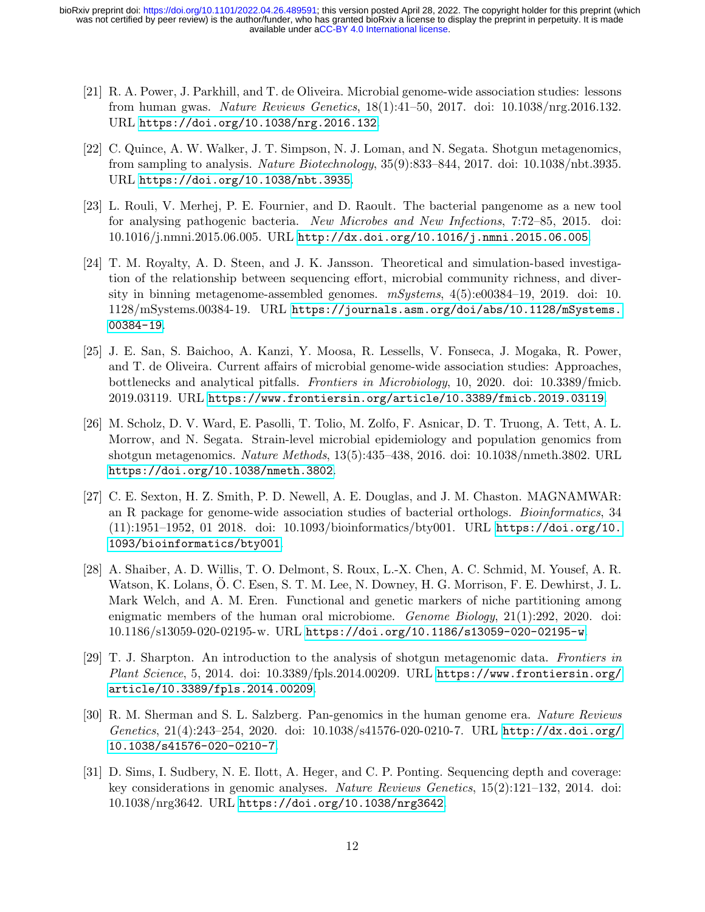[21] R. A. Power, J. Parkhill, and T. de Oliveira. Microbial genome-wide association studies: lessons from human gwas. *Nature Reviews Genetics*, 18(1):41–50, 2017. doi: 10.1038/nrg.2016.132. URL https://doi.org/10.1038/nrg.2016.132.

[22] C. Quince, A. W. Walker, J. T. Simpson, N. J. Loman, and N. Segata. Shotgun metagenomics, from sampling to analysis. *Nature Biotechnology*, 35(9):833–844, 2017. doi: 10.1038/nbt.3935. URL https://doi.org/10.1038/nbt.3935.

[23] L. Rouli, V. Merhej, P. E. Fournier, and D. Raoult. The bacterial pangenome as a new tool for analysing pathogenic bacteria. *New Microbes and New Infections*, 7:72–85, 2015. doi: 10.1016/j.nmni.2015.06.005. URL http://dx.doi.org/10.1016/j.nmni.2015.06.005.

[24] T. M. Royalty, A. D. Steen, and J. K. Jansson. Theoretical and simulation-based investigation of the relationship between sequencing effort, microbial community richness, and diversity in binning metagenome-assembled genomes. *mSystems*, 4(5):e00384–19, 2019. doi: 10.1128/mSystems.00384-19. URL https://journals.asm.org/doi/abs/10.1128/mSystems.00384-19.

[25] J. E. San, S. Baichoo, A. Kanzi, Y. Moosa, R. Lessells, V. Fonseca, J. Mogaka, R. Power, and T. de Oliveira. Current affairs of microbial genome-wide association studies: Approaches, bottlenecks and analytical pitfalls. *Frontiers in Microbiology*, 10, 2020. doi: 10.3389/fmicb.2019.03119. URL https://www.frontiersin.org/article/10.3389/fmicb.2019.03119.

[26] M. Scholz, D. V. Ward, E. Pasolli, T. Tolio, M. Zolfo, F. Asnicar, D. T. Truong, A. Tett, A. L. Morrow, and N. Segata. Strain-level microbial epidemiology and population genomics from shotgun metagenomics. *Nature Methods*, 13(5):435–438, 2016. doi: 10.1038/nmeth.3802. URL https://doi.org/10.1038/nmeth.3802.

[27] C. E. Sexton, H. Z. Smith, P. D. Newell, A. E. Douglas, and J. M. Chaston. MAGNAMWAR: an R package for genome-wide association studies of bacterial orthologs. *Bioinformatics*, 34 (11):1951–1952, 01 2018. doi: 10.1093/bioinformatics/bty001. URL https://doi.org/10.1093/bioinformatics/bty001.

[28] A. Shaiber, A. D. Willis, T. O. Delmont, S. Roux, L.-X. Chen, A. C. Schmid, M. Yousef, A. R. Watson, K. Lolans, Ö. C. Esen, S. T. M. Lee, N. Downey, H. G. Morrison, F. E. Dewhirst, J. L. Mark Welch, and A. M. Eren. Functional and genetic markers of niche partitioning among enigmatic members of the human oral microbiome. *Genome Biology*, 21(1):292, 2020. doi: 10.1186/s13059-020-02195-w. URL https://doi.org/10.1186/s13059-020-02195-w.

[29] T. J. Sharpton. An introduction to the analysis of shotgun metagenomic data. *Frontiers in Plant Science*, 5, 2014. doi: 10.3389/fpls.2014.00209. URL https://www.frontiersin.org/article/10.3389/fpls.2014.00209.

[30] R. M. Sherman and S. L. Salzberg. Pan-genomics in the human genome era. *Nature Reviews Genetics*, 21(4):243–254, 2020. doi: 10.1038/s41576-020-0210-7. URL http://dx.doi.org/10.1038/s41576-020-0210-7.

[31] D. Sims, I. Sudbery, N. E. Ilott, A. Heger, and C. P. Ponting. Sequencing depth and coverage: key considerations in genomic analyses. *Nature Reviews Genetics*, 15(2):121–132, 2014. doi: 10.1038/nrg3642. URL https://doi.org/10.1038/nrg3642.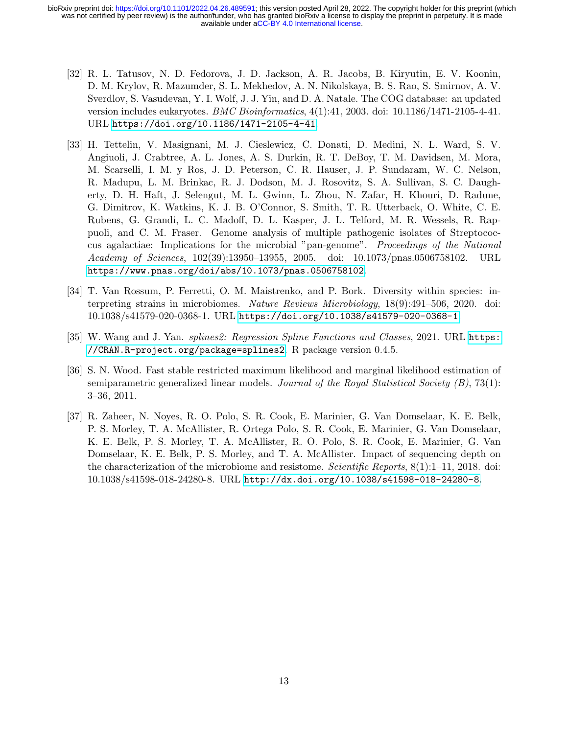[32] R. L. Tatusov, N. D. Fedorova, J. D. Jackson, A. R. Jacobs, B. Kiryutin, E. V. Koonin, D. M. Krylov, R. Mazumder, S. L. Mekhedov, A. N. Nikolskaya, B. S. Rao, S. Smirnov, A. V. Sverdlov, S. Vasudevan, Y. I. Wolf, J. J. Yin, and D. A. Natale. The COG database: an updated version includes eukaryotes. *BMC Bioinformatics*, 4(1):41, 2003. doi: 10.1186/1471-2105-4-41. URL https://doi.org/10.1186/1471-2105-4-41.

[33] H. Tettelin, V. Masignani, M. J. Cieslewicz, C. Donati, D. Medini, N. L. Ward, S. V. Angiuoli, J. Crabtree, A. L. Jones, A. S. Durkin, R. T. DeBoy, T. M. Davidsen, M. Mora, M. Scarselli, I. M. y Ros, J. D. Peterson, C. R. Hauser, J. P. Sundaram, W. C. Nelson, R. Madupu, L. M. Brinkac, R. J. Dodson, M. J. Rosovitz, S. A. Sullivan, S. C. Daugherty, D. H. Haft, J. Selengut, M. L. Gwinn, L. Zhou, N. Zafar, H. Khouri, D. Radune, G. Dimitrov, K. Watkins, K. J. B. O'Connor, S. Smith, T. R. Utterback, O. White, C. E. Rubens, G. Grandi, L. C. Madoff, D. L. Kasper, J. L. Telford, M. R. Wessels, R. Rappuoli, and C. M. Fraser. Genome analysis of multiple pathogenic isolates of Streptococcus agalactiae: Implications for the microbial "pan-genome". *Proceedings of the National Academy of Sciences*, 102(39):13950–13955, 2005. doi: 10.1073/pnas.0506758102. URL https://www.pnas.org/doi/abs/10.1073/pnas.0506758102.

[34] T. Van Rossum, P. Ferretti, O. M. Maistrenko, and P. Bork. Diversity within species: interpreting strains in microbiomes. *Nature Reviews Microbiology*, 18(9):491–506, 2020. doi: 10.1038/s41579-020-0368-1. URL https://doi.org/10.1038/s41579-020-0368-1.

[35] W. Wang and J. Yan. *splines2: Regression Spline Functions and Classes*, 2021. URL https://CRAN.R-project.org/package=splines2. R package version 0.4.5.

[36] S. N. Wood. Fast stable restricted maximum likelihood and marginal likelihood estimation of semiparametric generalized linear models. *Journal of the Royal Statistical Society (B)*, 73(1): 3–36, 2011.

[37] R. Zaheer, N. Noyes, R. O. Polo, S. R. Cook, E. Marinier, G. Van Domselaar, K. E. Belk, P. S. Morley, T. A. McAllister, R. Ortega Polo, S. R. Cook, E. Marinier, G. Van Domselaar, K. E. Belk, P. S. Morley, T. A. McAllister, R. O. Polo, S. R. Cook, E. Marinier, G. Van Domselaar, K. E. Belk, P. S. Morley, and T. A. McAllister. Impact of sequencing depth on the characterization of the microbiome and resistome. *Scientific Reports*, 8(1):1–11, 2018. doi: 10.1038/s41598-018-24280-8. URL http://dx.doi.org/10.1038/s41598-018-24280-8.